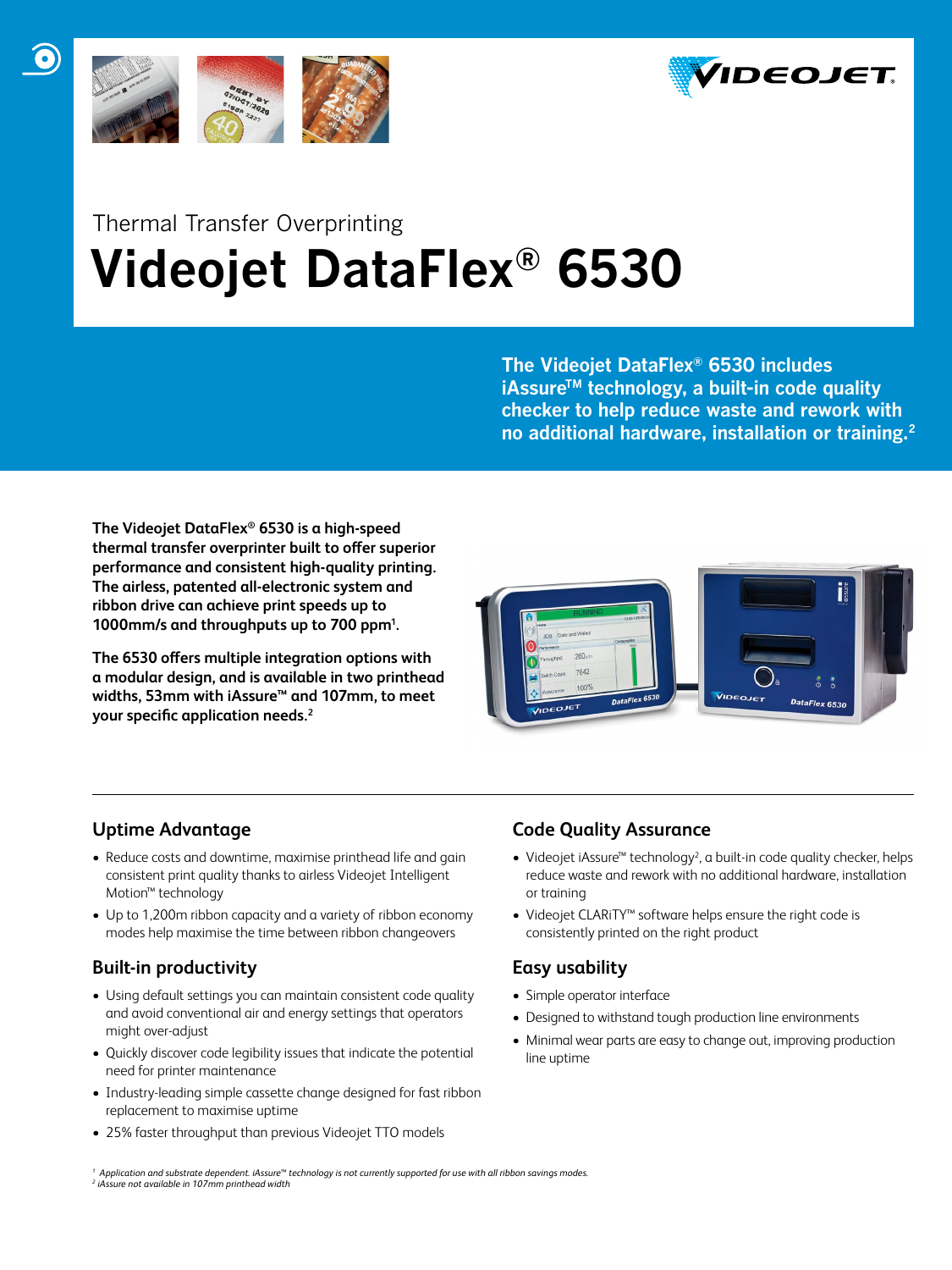Thermal Transfer Overprinting

# Videojet DataFlex® 6530

**The Videojet DataFlex® 6530 includes iAssure™ technology, a built-in code quality checker to help reduce waste and rework with no additional hardware, installation or training.[2]**

**The Videojet DataFlex® 6530 is a high-speed thermal transfer overprinter built to offer superior performance and consistent high-quality printing. The airless, patented all-electronic system and ribbon drive can achieve print speeds up to 1000mm/s and throughputs up to 700 ppm[1].**

**The 6530 offers multiple integration options with a modular design, and is available in two printhead widths, 53mm with iAssure™ and 107mm, to meet your specific application needs.[2]**

## Uptime Advantage

- Reduce costs and downtime, maximise printhead life and gain consistent print quality thanks to airless Videojet Intelligent Motion™ technology
- Up to 1,200m ribbon capacity and a variety of ribbon economy modes help maximise the time between ribbon changeovers

## Built-in productivity

- Using default settings you can maintain consistent code quality and avoid conventional air and energy settings that operators might over-adjust
- Quickly discover code legibility issues that indicate the potential need for printer maintenance
- Industry-leading simple cassette change designed for fast ribbon replacement to maximise uptime
- 25% faster throughput than previous Videojet TTO models

## Code Quality Assurance

- Videojet iAssure™ technology[2], a built-in code quality checker, helps reduce waste and rework with no additional hardware, installation or training
- Videojet CLARiTY™ software helps ensure the right code is consistently printed on the right product

## Easy usability

- Simple operator interface
- Designed to withstand tough production line environments
- Minimal wear parts are easy to change out, improving production line uptime

*[1] Application and substrate dependent. iAssure™ technology is not currently supported for use with all ribbon savings modes.*
*[2] iAssure not available in 107mm printhead width*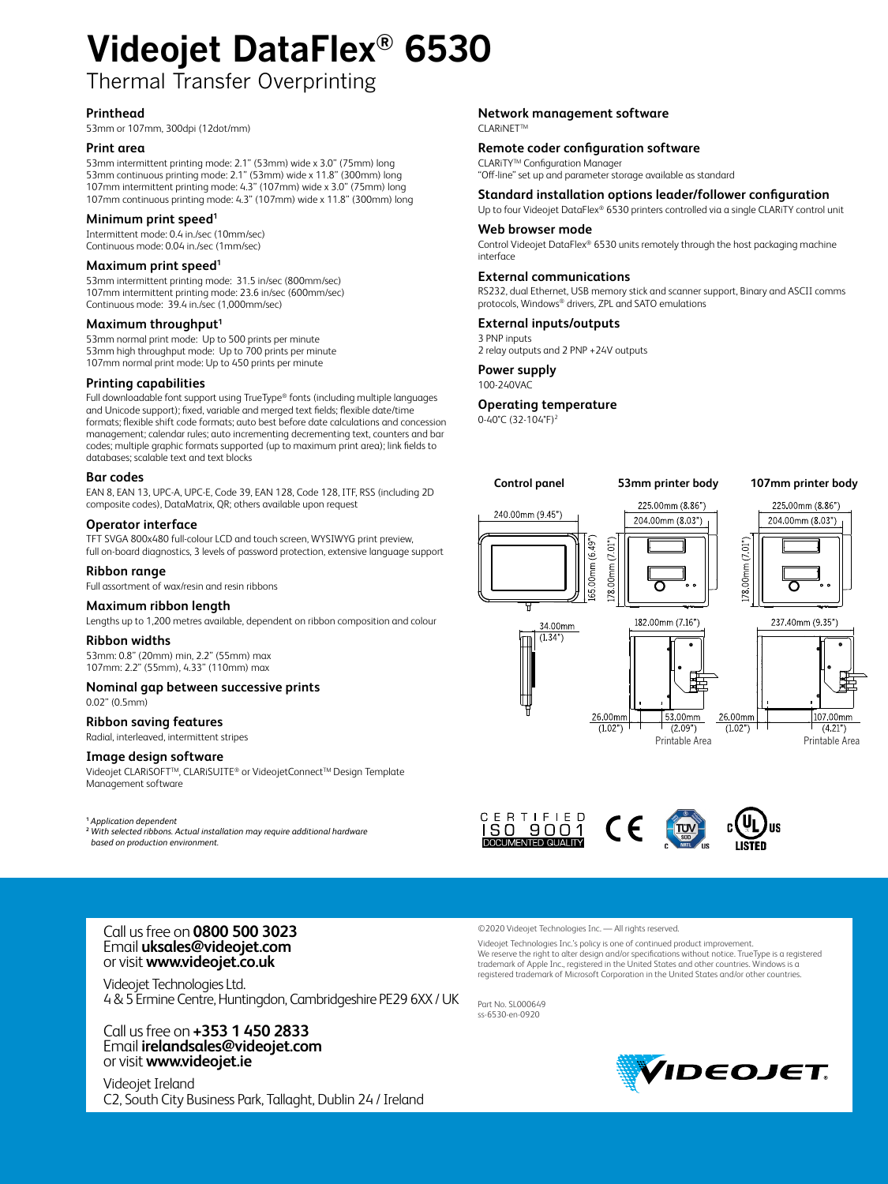# Videojet DataFlex® 6530

## Thermal Transfer Overprinting

### Printhead
53mm or 107mm, 300dpi (12dot/mm)

### Print area
53mm intermittent printing mode: 2.1" (53mm) wide x 3.0" (75mm) long
53mm continuous printing mode: 2.1" (53mm) wide x 11.8" (300mm) long
107mm intermittent printing mode: 4.3" (107mm) wide x 3.0" (75mm) long
107mm continuous printing mode: 4.3" (107mm) wide x 11.8" (300mm) long

### Minimum print speed[1]
Intermittent mode: 0.4 in./sec (10mm/sec)
Continuous mode: 0.04 in./sec (1mm/sec)

### Maximum print speed[1]
53mm intermittent printing mode: 31.5 in/sec (800mm/sec)
107mm intermittent printing mode: 23.6 in/sec (600mm/sec)
Continuous mode: 39.4 in./sec (1,000mm/sec)

### Maximum throughput[1]
53mm normal print mode: Up to 500 prints per minute
53mm high throughput mode: Up to 700 prints per minute
107mm normal print mode: Up to 450 prints per minute

### Printing capabilities
Full downloadable font support using TrueType® fonts (including multiple languages and Unicode support); fixed, variable and merged text fields; flexible date/time formats; flexible shift code formats; auto best before date calculations and concession management; calendar rules; auto incrementing decrementing text, counters and bar codes; multiple graphic formats supported (up to maximum print area); link fields to databases; scalable text and text blocks

### Bar codes
EAN 8, EAN 13, UPC-A, UPC-E, Code 39, EAN 128, Code 128, ITF, RSS (including 2D composite codes), DataMatrix, QR; others available upon request

### Operator interface
TFT SVGA 800x480 full-colour LCD and touch screen, WYSIWYG print preview, full on-board diagnostics, 3 levels of password protection, extensive language support

### Ribbon range
Full assortment of wax/resin and resin ribbons

### Maximum ribbon length
Lengths up to 1,200 metres available, dependent on ribbon composition and colour

### Ribbon widths
53mm: 0.8" (20mm) min, 2.2" (55mm) max
107mm: 2.2" (55mm), 4.33" (110mm) max

### Nominal gap between successive prints
0.02" (0.5mm)

### Ribbon saving features
Radial, interleaved, intermittent stripes

### Image design software
Videojet CLARiSOFT™, CLARiSUITE® or VideojetConnect™ Design Template Management software

[1] *Application dependent*
[2] *With selected ribbons. Actual installation may require additional hardware based on production environment.*

### Network management software
CLARiNET™

### Remote coder configuration software
CLARiTY™ Configuration Manager
"Off-line" set up and parameter storage available as standard

### Standard installation options leader/follower configuration
Up to four Videojet DataFlex® 6530 printers controlled via a single CLARiTY control unit

### Web browser mode
Control Videojet DataFlex® 6530 units remotely through the host packaging machine interface

### External communications
RS232, dual Ethernet, USB memory stick and scanner support, Binary and ASCII comms protocols, Windows® drivers, ZPL and SATO emulations

### External inputs/outputs
3 PNP inputs
2 relay outputs and 2 PNP +24V outputs

### Power supply
100-240VAC

### Operating temperature
0-40°C (32-104°F)[2]

Control panel
240.00mm (9.45")
165.00mm (6.49")
34.00mm (1.34")

53mm printer body
225.00mm (8.86")
204.00mm (8.03")
178.00mm (7.01")
182.00mm (7.16")
26.00mm (1.02")
53.00mm (2.09")
Printable Area

107mm printer body
225.00mm (8.86")
204.00mm (8.03")
178.00mm (7.01")
237.40mm (9.35")
26.00mm (1.02")
107.00mm (4.21")
Printable Area

CERTIFIED ISO 9001 DOCUMENTED QUALITY

Call us free on **0800 500 3023**
Email **uksales@videojet.com**
or visit **www.videojet.co.uk**

Videojet Technologies Ltd.
4 & 5 Ermine Centre, Huntingdon, Cambridgeshire PE29 6XX / UK

Call us free on **+353 1 450 2833**
Email **irelandsales@videojet.com**
or visit **www.videojet.ie**

Videojet Ireland
C2, South City Business Park, Tallaght, Dublin 24 / Ireland

©2020 Videojet Technologies Inc. — All rights reserved.

Videojet Technologies Inc.'s policy is one of continued product improvement. We reserve the right to alter design and/or specifications without notice. TrueType is a registered trademark of Apple Inc., registered in the United States and other countries. Windows is a registered trademark of Microsoft Corporation in the United States and/or other countries.

Part No. SL000649
ss-6530-en-0920